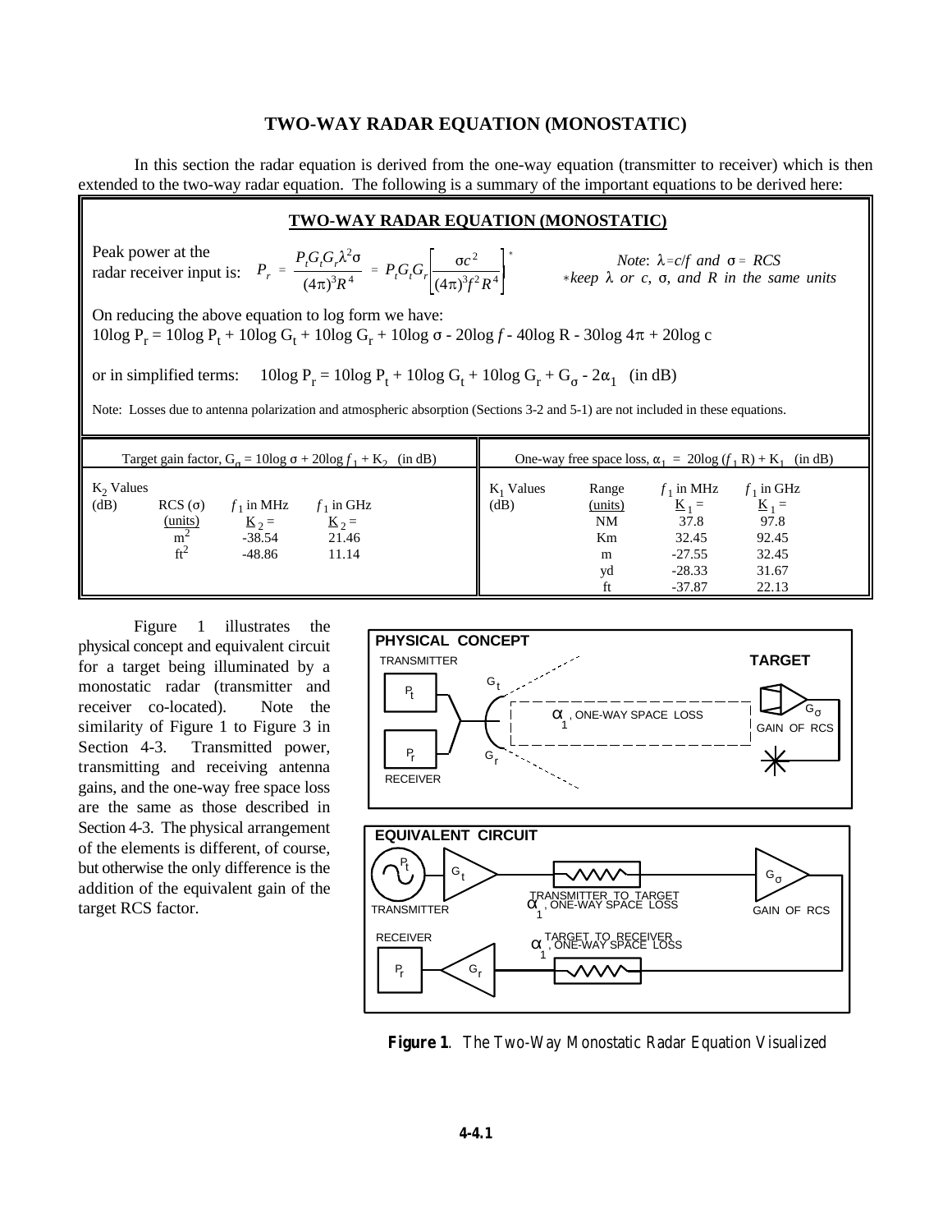# TWO-WAY RADAR EQUATION (MONOSTATIC)

In this section the radar equation is derived from the one-way equation (transmitter to receiver) which is then extended to the two-way radar equation. The following is a summary of the important equations to be derived here:

## TWO-WAY RADAR EQUATION (MONOSTATIC)

Peak power at the radar receiver input is: $P_r = \frac{P_t G_t G_r \lambda^2 \sigma}{(4\pi)^3 R^4} = P_t G_t G_r \left[\frac{\sigma c^2}{(4\pi)^3 f^2 R^4}\right]^*$

*Note*: $\lambda = c/f$ and $\sigma$ = RCS
*∗keep λ or c, σ, and R in the same units*

On reducing the above equation to log form we have:

$10\log P_r = 10\log P_t + 10\log G_t + 10\log G_r + 10\log \sigma - 20\log f - 40\log R - 30\log 4\pi + 20\log c$

or in simplified terms: $10\log P_r = 10\log P_t + 10\log G_t + 10\log G_r + G_\sigma - 2\alpha_1$ (in dB)

Note: Losses due to antenna polarization and atmospheric absorption (Sections 3-2 and 5-1) are not included in these equations.

Target gain factor, $G_\sigma = 10\log \sigma + 20\log f_1 + K_2$ (in dB)

| $K_2$ Values (dB) | RCS (σ) (units) | $f_1$ in MHz $K_2$ = | $f_1$ in GHz $K_2$ = |
|---|---|---|---|
| | $m^2$ | -38.54 | 21.46 |
| | $ft^2$ | -48.86 | 11.14 |

One-way free space loss, $\alpha_1 = 20\log(f_1 R) + K_1$ (in dB)

| $K_1$ Values (dB) | Range (units) | $f_1$ in MHz $K_1$ = | $f_1$ in GHz $K_1$ = |
|---|---|---|---|
| | NM | 37.8 | 97.8 |
| | Km | 32.45 | 92.45 |
| | m | -27.55 | 32.45 |
| | yd | -28.33 | 31.67 |
| | ft | -37.87 | 22.13 |

Figure 1 illustrates the physical concept and equivalent circuit for a target being illuminated by a monostatic radar (transmitter and receiver co-located). Note the similarity of Figure 1 to Figure 3 in Section 4-3. Transmitted power, transmitting and receiving antenna gains, and the one-way free space loss are the same as those described in Section 4-3. The physical arrangement of the elements is different, of course, but otherwise the only difference is the addition of the equivalent gain of the target RCS factor.

**Figure 1**. The Two-Way Monostatic Radar Equation Visualized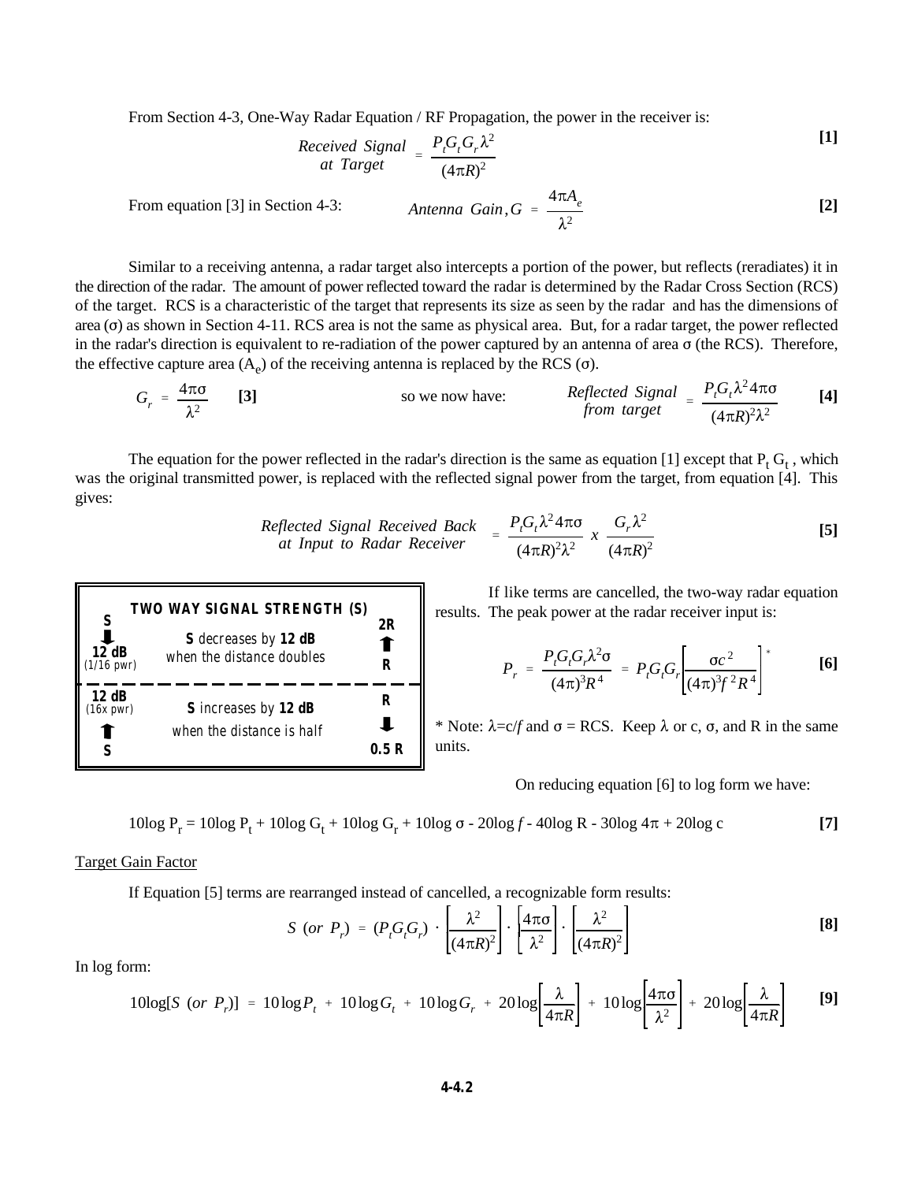From Section 4-3, One-Way Radar Equation / RF Propagation, the power in the receiver is:

$$\text{Received Signal at Target} = \frac{P_t G_t G_r \lambda^2}{(4\pi R)^2} \quad \textbf{[1]}$$

From equation [3] in Section 4-3:

$$\text{Antenna Gain}, G = \frac{4\pi A_e}{\lambda^2} \quad \textbf{[2]}$$

Similar to a receiving antenna, a radar target also intercepts a portion of the power, but reflects (reradiates) it in the direction of the radar. The amount of power reflected toward the radar is determined by the Radar Cross Section (RCS) of the target. RCS is a characteristic of the target that represents its size as seen by the radar and has the dimensions of area ($\sigma$) as shown in Section 4-11. RCS area is not the same as physical area. But, for a radar target, the power reflected in the radar's direction is equivalent to re-radiation of the power captured by an antenna of area $\sigma$ (the RCS). Therefore, the effective capture area ($A_e$) of the receiving antenna is replaced by the RCS ($\sigma$).

$$G_r = \frac{4\pi\sigma}{\lambda^2} \quad \textbf{[3]}$$

so we now have:

$$\text{Reflected Signal from target} = \frac{P_t G_t \lambda^2 4\pi\sigma}{(4\pi R)^2 \lambda^2} \quad \textbf{[4]}$$

The equation for the power reflected in the radar's direction is the same as equation [1] except that $P_t G_t$, which was the original transmitted power, is replaced with the reflected signal power from the target, from equation [4]. This gives:

$$\text{Reflected Signal Received Back at Input to Radar Receiver} = \frac{P_t G_t \lambda^2 4\pi\sigma}{(4\pi R)^2 \lambda^2} \ x \ \frac{G_r \lambda^2}{(4\pi R)^2} \quad \textbf{[5]}$$

| TWO WAY SIGNAL STRENGTH (S) | | |
|---|---|---|
| S ⬇ 12 dB (1/16 pwr) | **S** decreases by **12 dB** when the distance doubles | 2R ⬆ R |
| 12 dB (16x pwr) ⬆ S | **S** increases by **12 dB** when the distance is half | R ⬇ 0.5 R |

If like terms are cancelled, the two-way radar equation results. The peak power at the radar receiver input is:

$$P_r = \frac{P_t G_t G_r \lambda^2 \sigma}{(4\pi)^3 R^4} = P_t G_t G_r \left[\frac{\sigma c^2}{(4\pi)^3 f^2 R^4}\right]^* \quad \textbf{[6]}$$

* Note: $\lambda = c/f$ and $\sigma$ = RCS. Keep $\lambda$ or c, $\sigma$, and R in the same units.

On reducing equation [6] to log form we have:

$$10\log P_r = 10\log P_t + 10\log G_t + 10\log G_r + 10\log \sigma - 20\log f - 40\log R - 30\log 4\pi + 20\log c \quad \textbf{[7]}$$

Target Gain Factor

If Equation [5] terms are rearranged instead of cancelled, a recognizable form results:

$$S \ (or \ P_r) = (P_t G_t G_r) \cdot \left[\frac{\lambda^2}{(4\pi R)^2}\right] \cdot \left[\frac{4\pi\sigma}{\lambda^2}\right] \cdot \left[\frac{\lambda^2}{(4\pi R)^2}\right] \quad \textbf{[8]}$$

In log form:

$$10\log[S \ (or \ P_r)] = 10\log P_t + 10\log G_t + 10\log G_r + 20\log\left[\frac{\lambda}{4\pi R}\right] + 10\log\left[\frac{4\pi\sigma}{\lambda^2}\right] + 20\log\left[\frac{\lambda}{4\pi R}\right] \quad \textbf{[9]}$$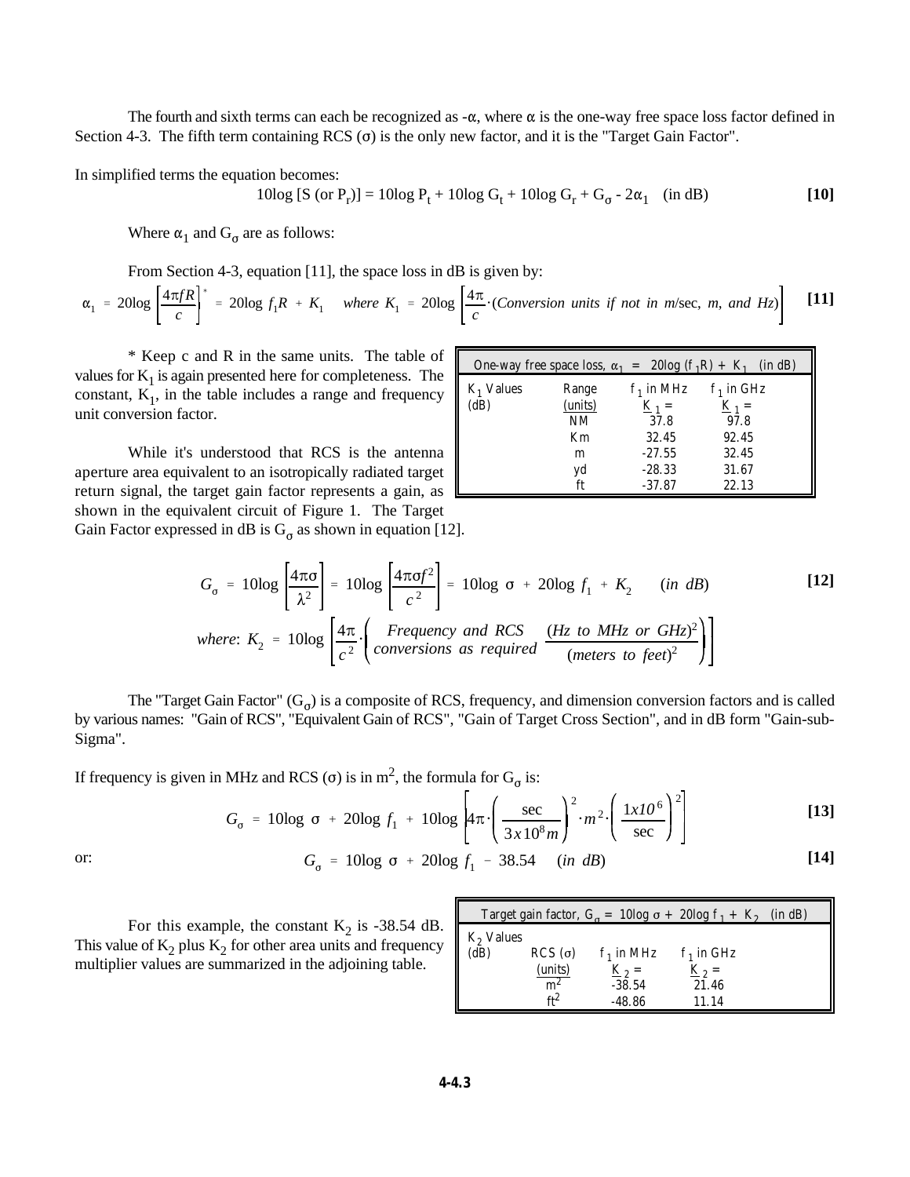The fourth and sixth terms can each be recognized as $-\alpha$, where $\alpha$ is the one-way free space loss factor defined in Section 4-3. The fifth term containing RCS ($\sigma$) is the only new factor, and it is the "Target Gain Factor".

In simplified terms the equation becomes:

$$10\log\,[S\ (\text{or}\ P_r)] = 10\log P_t + 10\log G_t + 10\log G_r + G_\sigma - 2\alpha_1 \quad (\text{in dB}) \qquad \textbf{[10]}$$

Where $\alpha_1$ and $G_\sigma$ are as follows:

From Section 4-3, equation [11], the space loss in dB is given by:

$$\alpha_1 = 20\log\left[\frac{4\pi fR}{c}\right]^* = 20\log f_1R + K_1 \quad \textit{where } K_1 = 20\log\left[\frac{4\pi}{c}\cdot(\textit{Conversion units if not in m/}\text{sec}\textit{, m, and Hz})\right] \qquad \textbf{[11]}$$

\* Keep c and R in the same units. The table of values for $K_1$ is again presented here for completeness. The constant, $K_1$, in the table includes a range and frequency unit conversion factor.

| One-way free space loss, $\alpha_1 = 20\log(f_1R) + K_1$ (in dB) | | | |
|---|---|---|---|
| $K_1$ Values (dB) | Range (units) | $f_1$ in MHz $K_1$ = | $f_1$ in GHz $K_1$ = |
| | NM | 37.8 | 97.8 |
| | Km | 32.45 | 92.45 |
| | m | -27.55 | 32.45 |
| | yd | -28.33 | 31.67 |
| | ft | -37.87 | 22.13 |

While it's understood that RCS is the antenna aperture area equivalent to an isotropically radiated target return signal, the target gain factor represents a gain, as shown in the equivalent circuit of Figure 1. The Target Gain Factor expressed in dB is $G_\sigma$ as shown in equation [12].

$$G_\sigma = 10\log\left[\frac{4\pi\sigma}{\lambda^2}\right] = 10\log\left[\frac{4\pi\sigma f^2}{c^2}\right] = 10\log\,\sigma + 20\log\,f_1 + K_2 \qquad (\textit{in dB}) \qquad \textbf{[12]}$$

$$\textit{where: } K_2 = 10\log\left[\frac{4\pi}{c^2}\cdot\left(\begin{matrix}\textit{Frequency and RCS}\\ \textit{conversions as required}\end{matrix}\ \ \frac{(\textit{Hz to MHz or GHz})^2}{(\textit{meters to feet})^2}\right)\right]$$

The "Target Gain Factor" ($G_\sigma$) is a composite of RCS, frequency, and dimension conversion factors and is called by various names: "Gain of RCS", "Equivalent Gain of RCS", "Gain of Target Cross Section", and in dB form "Gain-sub-Sigma".

If frequency is given in MHz and RCS ($\sigma$) is in $m^2$, the formula for $G_\sigma$ is:

$$G_\sigma = 10\log\,\sigma + 20\log\,f_1 + 10\log\left[4\pi\cdot\left(\frac{\text{sec}}{3x10^8m}\right)^2\cdot m^2\cdot\left(\frac{1x10^6}{\text{sec}}\right)^2\right] \qquad \textbf{[13]}$$

or:

$$G_\sigma = 10\log\,\sigma + 20\log\,f_1 - 38.54 \qquad (\textit{in dB}) \qquad \textbf{[14]}$$

For this example, the constant $K_2$ is -38.54 dB. This value of $K_2$ plus $K_2$ for other area units and frequency multiplier values are summarized in the adjoining table.

| Target gain factor, $G_\sigma = 10\log\sigma + 20\log f_1 + K_2$ (in dB) | | | |
|---|---|---|---|
| $K_2$ Values (dB) | RCS ($\sigma$) (units) | $f_1$ in MHz $K_2$ = | $f_1$ in GHz $K_2$ = |
| | $m^2$ | -38.54 | 21.46 |
| | $ft^2$ | -48.86 | 11.14 |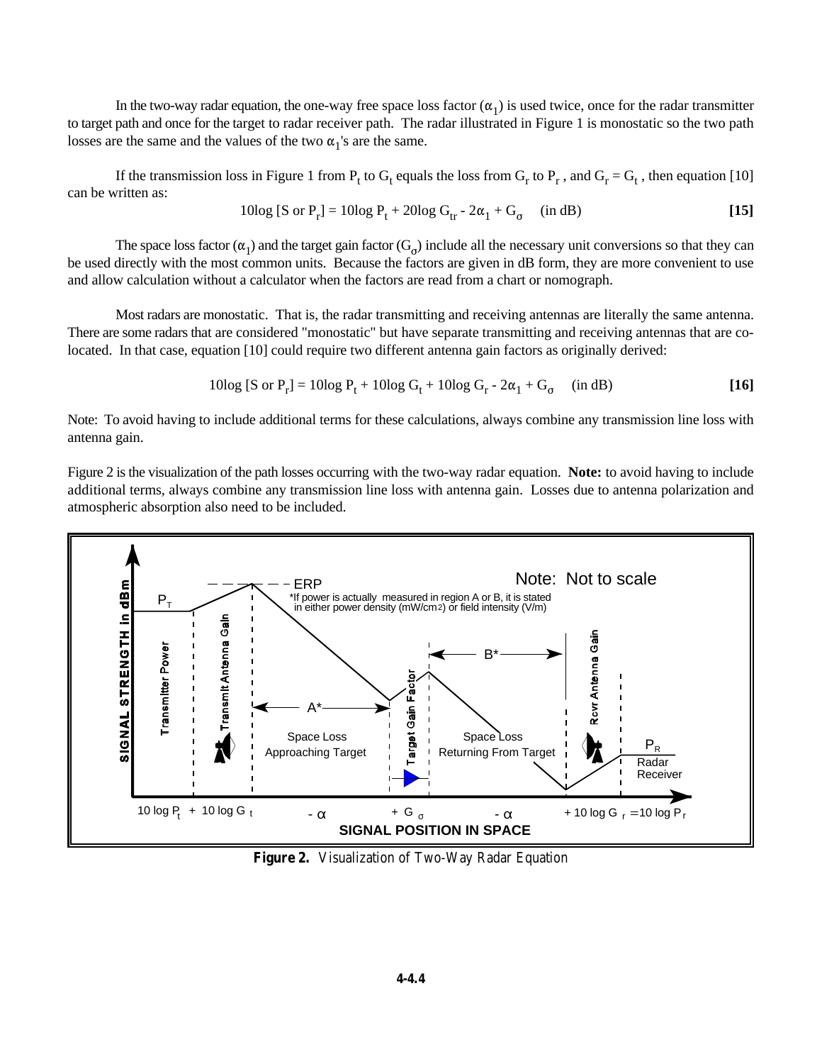In the two-way radar equation, the one-way free space loss factor ($\alpha_1$) is used twice, once for the radar transmitter to target path and once for the target to radar receiver path. The radar illustrated in Figure 1 is monostatic so the two path losses are the same and the values of the two $\alpha_1$'s are the same.

If the transmission loss in Figure 1 from $P_t$ to $G_t$ equals the loss from $G_r$ to $P_r$, and $G_r = G_t$, then equation [10] can be written as:

$$10\log [S \text{ or } P_r] = 10\log P_t + 20\log G_{tr} - 2\alpha_1 + G_\sigma \quad \text{(in dB)} \qquad \textbf{[15]}$$

The space loss factor ($\alpha_1$) and the target gain factor ($G_\sigma$) include all the necessary unit conversions so that they can be used directly with the most common units. Because the factors are given in dB form, they are more convenient to use and allow calculation without a calculator when the factors are read from a chart or nomograph.

Most radars are monostatic. That is, the radar transmitting and receiving antennas are literally the same antenna. There are some radars that are considered "monostatic" but have separate transmitting and receiving antennas that are co-located. In that case, equation [10] could require two different antenna gain factors as originally derived:

$$10\log [S \text{ or } P_r] = 10\log P_t + 10\log G_t + 10\log G_r - 2\alpha_1 + G_\sigma \quad \text{(in dB)} \qquad \textbf{[16]}$$

Note: To avoid having to include additional terms for these calculations, always combine any transmission line loss with antenna gain.

Figure 2 is the visualization of the path losses occurring with the two-way radar equation. **Note:** to avoid having to include additional terms, always combine any transmission line loss with antenna gain. Losses due to antenna polarization and atmospheric absorption also need to be included.

**Figure 2.** Visualization of Two-Way Radar Equation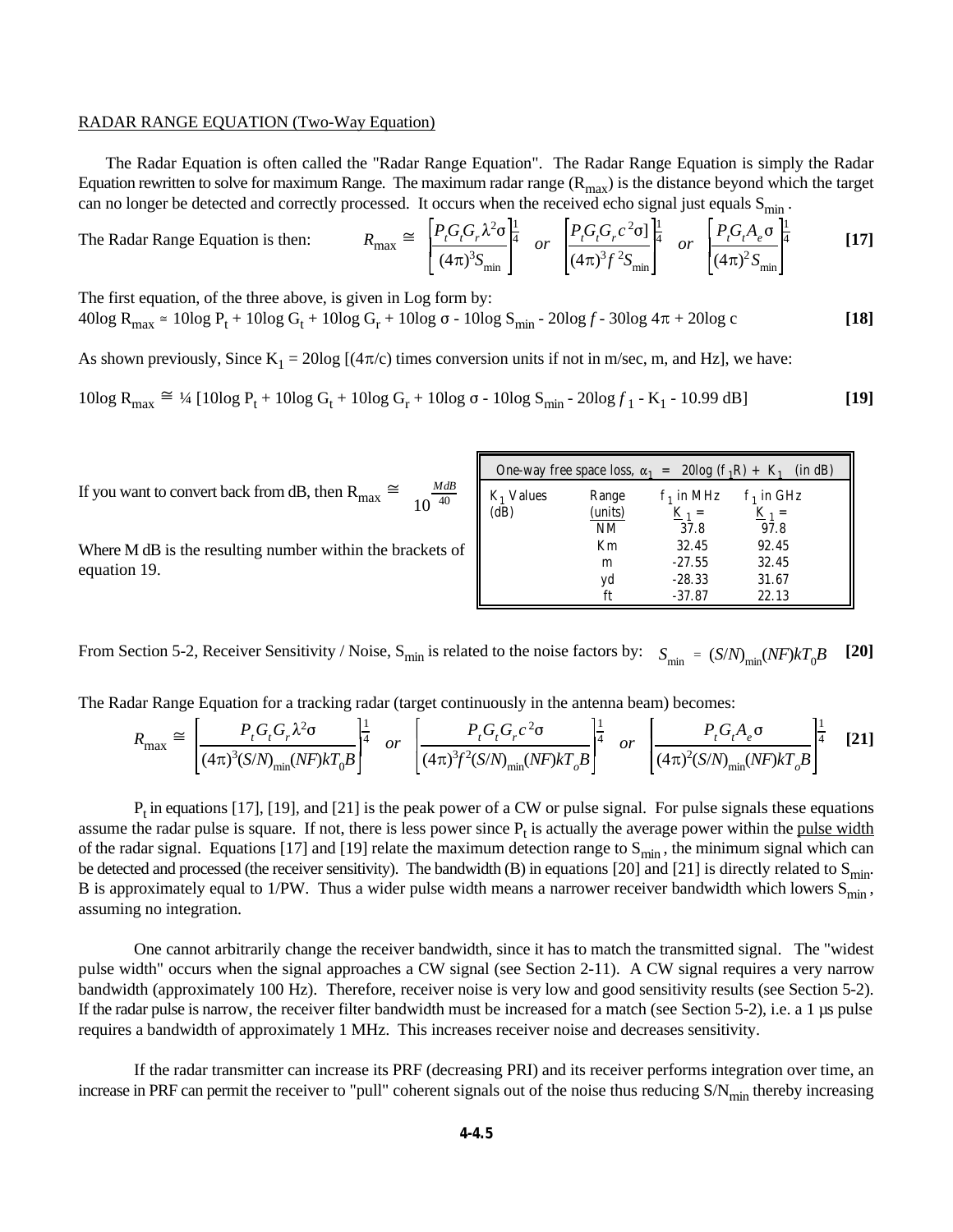## RADAR RANGE EQUATION (Two-Way Equation)

The Radar Equation is often called the "Radar Range Equation". The Radar Range Equation is simply the Radar Equation rewritten to solve for maximum Range. The maximum radar range ($R_{max}$) is the distance beyond which the target can no longer be detected and correctly processed. It occurs when the received echo signal just equals $S_{min}$.

The Radar Range Equation is then:

$$R_{max} \cong \left[\frac{P_t G_t G_r \lambda^2 \sigma}{(4\pi)^3 S_{min}}\right]^{\frac{1}{4}} \quad or \quad \left[\frac{P_t G_t G_r c^2 \sigma}{(4\pi)^3 f^2 S_{min}}\right]^{\frac{1}{4}} \quad or \quad \left[\frac{P_t G_t A_e \sigma}{(4\pi)^2 S_{min}}\right]^{\frac{1}{4}} \qquad \textbf{[17]}$$

The first equation, of the three above, is given in Log form by:

$$40\log R_{max} \cong 10\log P_t + 10\log G_t + 10\log G_r + 10\log \sigma - 10\log S_{min} - 20\log f - 30\log 4\pi + 20\log c \qquad \textbf{[18]}$$

As shown previously, Since $K_1 = 20\log[(4\pi/c)$ times conversion units if not in m/sec, m, and Hz], we have:

$$10\log R_{max} \cong ¼\,[10\log P_t + 10\log G_t + 10\log G_r + 10\log \sigma - 10\log S_{min} - 20\log f_1 - K_1 - 10.99 \text{ dB}] \qquad \textbf{[19]}$$

If you want to convert back from dB, then $R_{max} \cong 10^{\frac{M\,dB}{40}}$

Where M dB is the resulting number within the brackets of equation 19.

| One-way free space loss, $\alpha_1 = 20\log(f_1R) + K_1$ (in dB) | | | |
|---|---|---|---|
| $K_1$ Values (dB) | Range (units) | $f_1$ in MHz $\underline{K_1}$ = | $f_1$ in GHz $\underline{K_1}$ = |
| | NM | 37.8 | 97.8 |
| | Km | 32.45 | 92.45 |
| | m | -27.55 | 32.45 |
| | yd | -28.33 | 31.67 |
| | ft | -37.87 | 22.13 |

From Section 5-2, Receiver Sensitivity / Noise, $S_{min}$ is related to the noise factors by: $S_{min} = (S/N)_{min}(NF)kT_0B$ **[20]**

The Radar Range Equation for a tracking radar (target continuously in the antenna beam) becomes:

$$R_{max} \cong \left[\frac{P_t G_t G_r \lambda^2 \sigma}{(4\pi)^3 (S/N)_{min}(NF)kT_0B}\right]^{\frac{1}{4}} \quad or \quad \left[\frac{P_t G_t G_r c^2 \sigma}{(4\pi)^3 f^2 (S/N)_{min}(NF)kT_oB}\right]^{\frac{1}{4}} \quad or \quad \left[\frac{P_t G_t A_e \sigma}{(4\pi)^2 (S/N)_{min}(NF)kT_oB}\right]^{\frac{1}{4}} \qquad \textbf{[21]}$$

$P_t$ in equations [17], [19], and [21] is the peak power of a CW or pulse signal. For pulse signals these equations assume the radar pulse is square. If not, there is less power since $P_t$ is actually the average power within the pulse width of the radar signal. Equations [17] and [19] relate the maximum detection range to $S_{min}$, the minimum signal which can be detected and processed (the receiver sensitivity). The bandwidth (B) in equations [20] and [21] is directly related to $S_{min}$. B is approximately equal to 1/PW. Thus a wider pulse width means a narrower receiver bandwidth which lowers $S_{min}$, assuming no integration.

One cannot arbitrarily change the receiver bandwidth, since it has to match the transmitted signal. The "widest pulse width" occurs when the signal approaches a CW signal (see Section 2-11). A CW signal requires a very narrow bandwidth (approximately 100 Hz). Therefore, receiver noise is very low and good sensitivity results (see Section 5-2). If the radar pulse is narrow, the receiver filter bandwidth must be increased for a match (see Section 5-2), i.e. a 1 µs pulse requires a bandwidth of approximately 1 MHz. This increases receiver noise and decreases sensitivity.

If the radar transmitter can increase its PRF (decreasing PRI) and its receiver performs integration over time, an increase in PRF can permit the receiver to "pull" coherent signals out of the noise thus reducing $S/N_{min}$ thereby increasing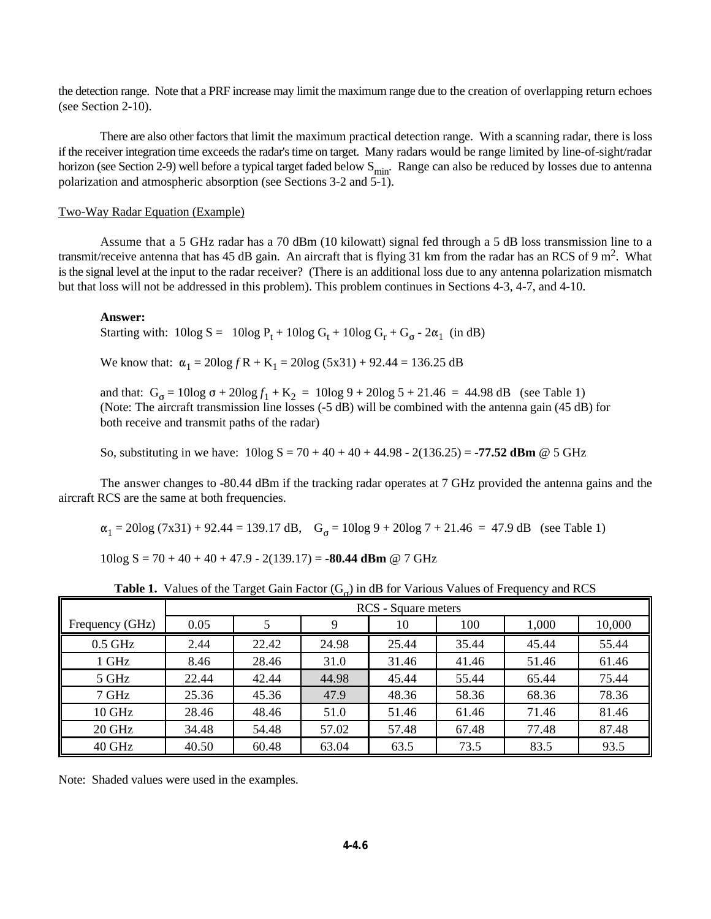the detection range. Note that a PRF increase may limit the maximum range due to the creation of overlapping return echoes (see Section 2-10).

There are also other factors that limit the maximum practical detection range. With a scanning radar, there is loss if the receiver integration time exceeds the radar's time on target. Many radars would be range limited by line-of-sight/radar horizon (see Section 2-9) well before a typical target faded below $S_{min}$. Range can also be reduced by losses due to antenna polarization and atmospheric absorption (see Sections 3-2 and 5-1).

Two-Way Radar Equation (Example)

Assume that a 5 GHz radar has a 70 dBm (10 kilowatt) signal fed through a 5 dB loss transmission line to a transmit/receive antenna that has 45 dB gain. An aircraft that is flying 31 km from the radar has an RCS of 9 $m^2$. What is the signal level at the input to the radar receiver? (There is an additional loss due to any antenna polarization mismatch but that loss will not be addressed in this problem). This problem continues in Sections 4-3, 4-7, and 4-10.

**Answer:**

Starting with: $10\log S = 10\log P_t + 10\log G_t + 10\log G_r + G_\sigma - 2\alpha_1$ (in dB)

We know that: $\alpha_1 = 20\log fR + K_1 = 20\log(5\text{x}31) + 92.44 = 136.25$ dB

and that: $G_\sigma = 10\log\sigma + 20\log f_1 + K_2 = 10\log 9 + 20\log 5 + 21.46 = 44.98$ dB (see Table 1)
(Note: The aircraft transmission line losses (-5 dB) will be combined with the antenna gain (45 dB) for both receive and transmit paths of the radar)

So, substituting in we have: $10\log S = 70 + 40 + 40 + 44.98 - 2(136.25) =$ **-77.52 dBm** @ 5 GHz

The answer changes to -80.44 dBm if the tracking radar operates at 7 GHz provided the antenna gains and the aircraft RCS are the same at both frequencies.

$\alpha_1 = 20\log(7\text{x}31) + 92.44 = 139.17$ dB, $G_\sigma = 10\log 9 + 20\log 7 + 21.46 = 47.9$ dB (see Table 1)

$10\log S = 70 + 40 + 40 + 47.9 - 2(139.17) =$ **-80.44 dBm** @ 7 GHz

**Table 1.** Values of the Target Gain Factor ($G_\sigma$) in dB for Various Values of Frequency and RCS

| | RCS - Square meters | | | | | | |
|---|---|---|---|---|---|---|---|
| Frequency (GHz) | 0.05 | 5 | 9 | 10 | 100 | 1,000 | 10,000 |
| 0.5 GHz | 2.44 | 22.42 | 24.98 | 25.44 | 35.44 | 45.44 | 55.44 |
| 1 GHz | 8.46 | 28.46 | 31.0 | 31.46 | 41.46 | 51.46 | 61.46 |
| 5 GHz | 22.44 | 42.44 | 44.98 | 45.44 | 55.44 | 65.44 | 75.44 |
| 7 GHz | 25.36 | 45.36 | 47.9 | 48.36 | 58.36 | 68.36 | 78.36 |
| 10 GHz | 28.46 | 48.46 | 51.0 | 51.46 | 61.46 | 71.46 | 81.46 |
| 20 GHz | 34.48 | 54.48 | 57.02 | 57.48 | 67.48 | 77.48 | 87.48 |
| 40 GHz | 40.50 | 60.48 | 63.04 | 63.5 | 73.5 | 83.5 | 93.5 |

Note: Shaded values were used in the examples.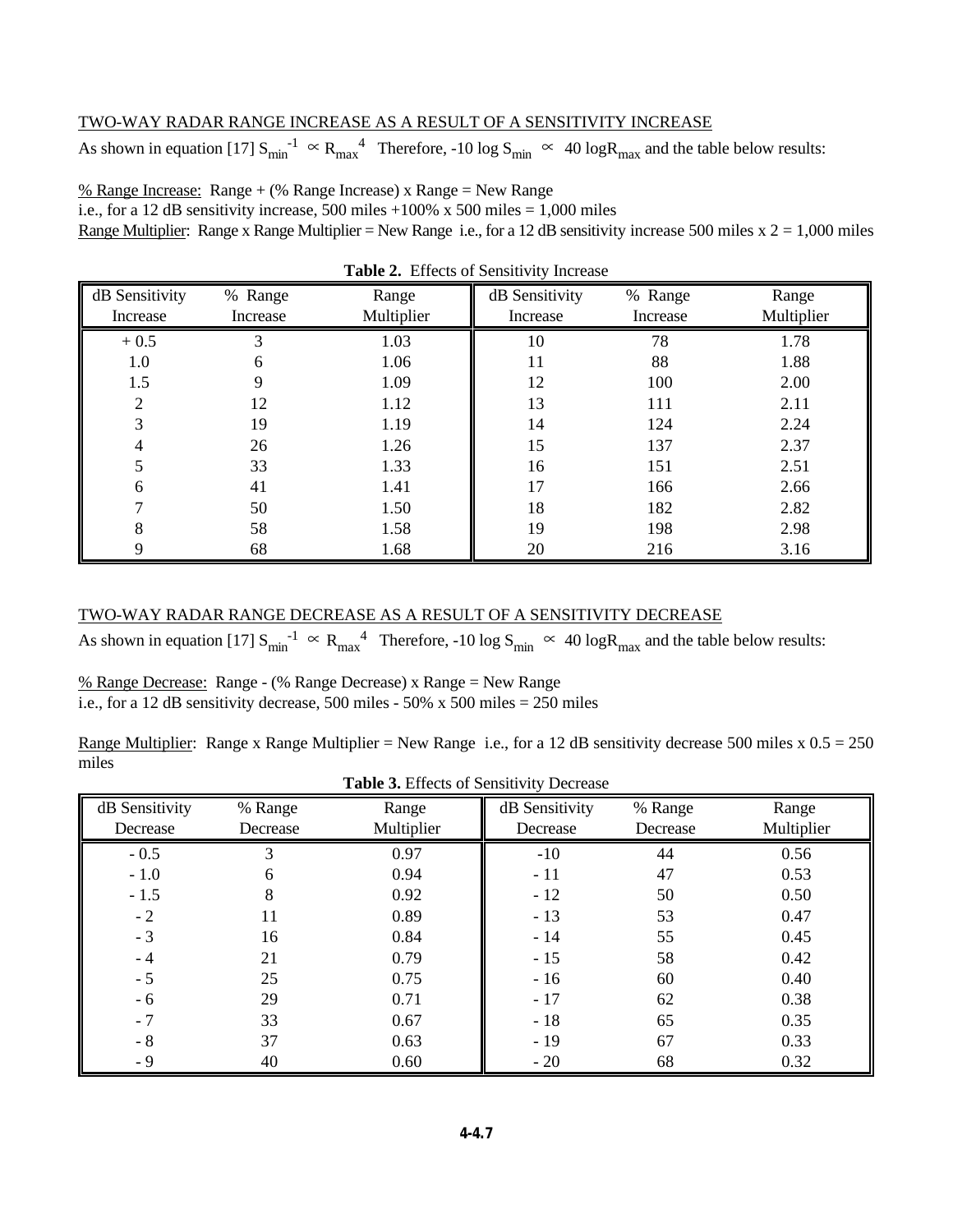TWO-WAY RADAR RANGE INCREASE AS A RESULT OF A SENSITIVITY INCREASE

As shown in equation [17] $S_{min}^{-1} \propto R_{max}^{4}$   Therefore, $-10 \log S_{min} \propto 40 \log R_{max}$ and the table below results:

% Range Increase:  Range + (% Range Increase) x Range = New Range
i.e., for a 12 dB sensitivity increase, 500 miles +100% x 500 miles = 1,000 miles
Range Multiplier:  Range x Range Multiplier = New Range  i.e., for a 12 dB sensitivity increase 500 miles x 2 = 1,000 miles

**Table 2.** Effects of Sensitivity Increase

| dB Sensitivity Increase | % Range Increase | Range Multiplier | dB Sensitivity Increase | % Range Increase | Range Multiplier |
|---|---|---|---|---|---|
| + 0.5 | 3 | 1.03 | 10 | 78 | 1.78 |
| 1.0 | 6 | 1.06 | 11 | 88 | 1.88 |
| 1.5 | 9 | 1.09 | 12 | 100 | 2.00 |
| 2 | 12 | 1.12 | 13 | 111 | 2.11 |
| 3 | 19 | 1.19 | 14 | 124 | 2.24 |
| 4 | 26 | 1.26 | 15 | 137 | 2.37 |
| 5 | 33 | 1.33 | 16 | 151 | 2.51 |
| 6 | 41 | 1.41 | 17 | 166 | 2.66 |
| 7 | 50 | 1.50 | 18 | 182 | 2.82 |
| 8 | 58 | 1.58 | 19 | 198 | 2.98 |
| 9 | 68 | 1.68 | 20 | 216 | 3.16 |

TWO-WAY RADAR RANGE DECREASE AS A RESULT OF A SENSITIVITY DECREASE

As shown in equation [17] $S_{min}^{-1} \propto R_{max}^{4}$   Therefore, $-10 \log S_{min} \propto 40 \log R_{max}$ and the table below results:

% Range Decrease:  Range - (% Range Decrease) x Range = New Range
i.e., for a 12 dB sensitivity decrease, 500 miles - 50% x 500 miles = 250 miles

Range Multiplier:  Range x Range Multiplier = New Range  i.e., for a 12 dB sensitivity decrease 500 miles x 0.5 = 250 miles

**Table 3.** Effects of Sensitivity Decrease

| dB Sensitivity Decrease | % Range Decrease | Range Multiplier | dB Sensitivity Decrease | % Range Decrease | Range Multiplier |
|---|---|---|---|---|---|
| - 0.5 | 3 | 0.97 | -10 | 44 | 0.56 |
| - 1.0 | 6 | 0.94 | - 11 | 47 | 0.53 |
| - 1.5 | 8 | 0.92 | - 12 | 50 | 0.50 |
| - 2 | 11 | 0.89 | - 13 | 53 | 0.47 |
| - 3 | 16 | 0.84 | - 14 | 55 | 0.45 |
| - 4 | 21 | 0.79 | - 15 | 58 | 0.42 |
| - 5 | 25 | 0.75 | - 16 | 60 | 0.40 |
| - 6 | 29 | 0.71 | - 17 | 62 | 0.38 |
| - 7 | 33 | 0.67 | - 18 | 65 | 0.35 |
| - 8 | 37 | 0.63 | - 19 | 67 | 0.33 |
| - 9 | 40 | 0.60 | - 20 | 68 | 0.32 |